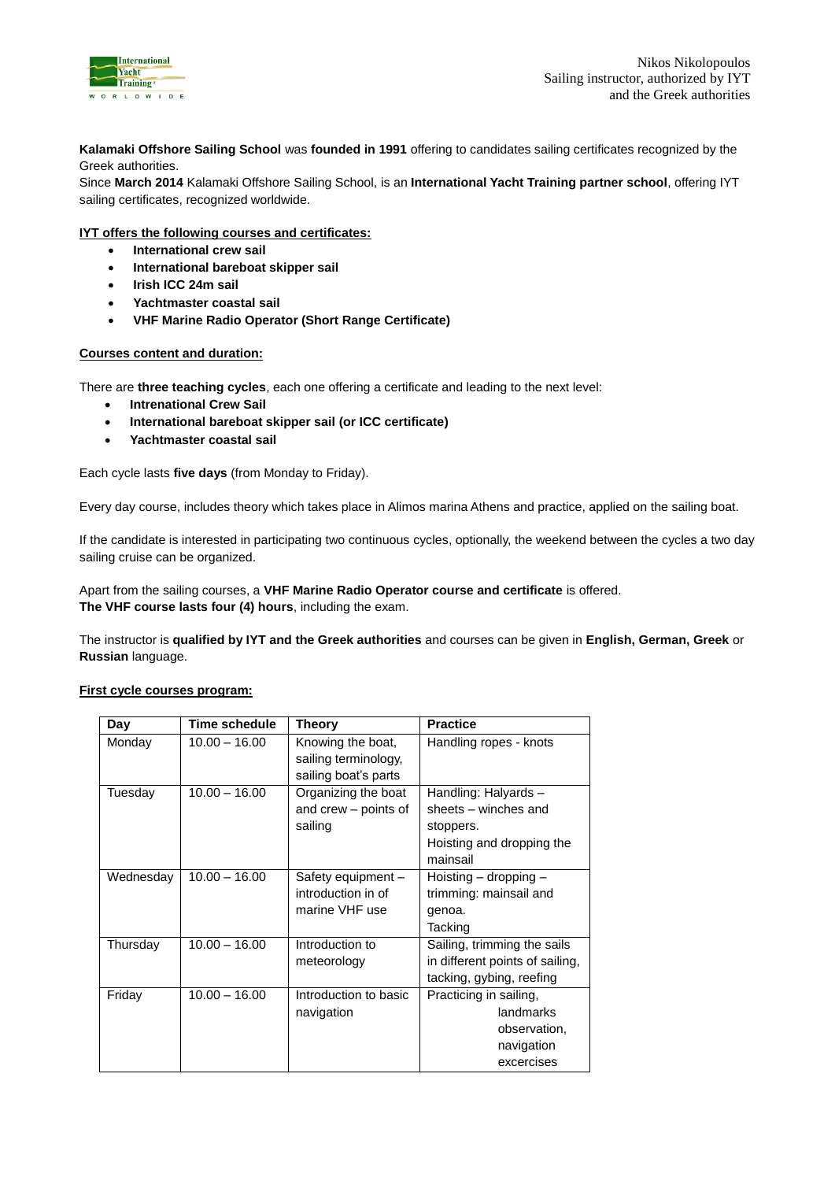Nikos Nikolopoulos
Sailing instructor, authorized by IYT
and the Greek authorities

**Kalamaki Offshore Sailing School** was **founded in 1991** offering to candidates sailing certificates recognized by the Greek authorities.
Since **March 2014** Kalamaki Offshore Sailing School, is an **International Yacht Training partner school**, offering IYT sailing certificates, recognized worldwide.

**IYT offers the following courses and certificates:**

- **International crew sail**
- **International bareboat skipper sail**
- **Irish ICC 24m sail**
- **Yachtmaster coastal sail**
- **VHF Marine Radio Operator (Short Range Certificate)**

**Courses content and duration:**

There are **three teaching cycles**, each one offering a certificate and leading to the next level:

- **Intrenational Crew Sail**
- **International bareboat skipper sail (or ICC certificate)**
- **Yachtmaster coastal sail**

Each cycle lasts **five days** (from Monday to Friday).

Every day course, includes theory which takes place in Alimos marina Athens and practice, applied on the sailing boat.

If the candidate is interested in participating two continuous cycles, optionally, the weekend between the cycles a two day sailing cruise can be organized.

Apart from the sailing courses, a **VHF Marine Radio Operator course and certificate** is offered.
**The VHF course lasts four (4) hours**, including the exam.

The instructor is **qualified by IYT and the Greek authorities** and courses can be given in **English, German, Greek** or **Russian** language.

**First cycle courses program:**

| Day | Time schedule | Theory | Practice |
|---|---|---|---|
| Monday | 10.00 – 16.00 | Knowing the boat, sailing terminology, sailing boat's parts | Handling ropes - knots |
| Tuesday | 10.00 – 16.00 | Organizing the boat and crew – points of sailing | Handling: Halyards – sheets – winches and stoppers. Hoisting and dropping the mainsail |
| Wednesday | 10.00 – 16.00 | Safety equipment – introduction in of marine VHF use | Hoisting – dropping – trimming: mainsail and genoa. Tacking |
| Thursday | 10.00 – 16.00 | Introduction to meteorology | Sailing, trimming the sails in different points of sailing, tacking, gybing, reefing |
| Friday | 10.00 – 16.00 | Introduction to basic navigation | Practicing in sailing, landmarks observation, navigation excercises |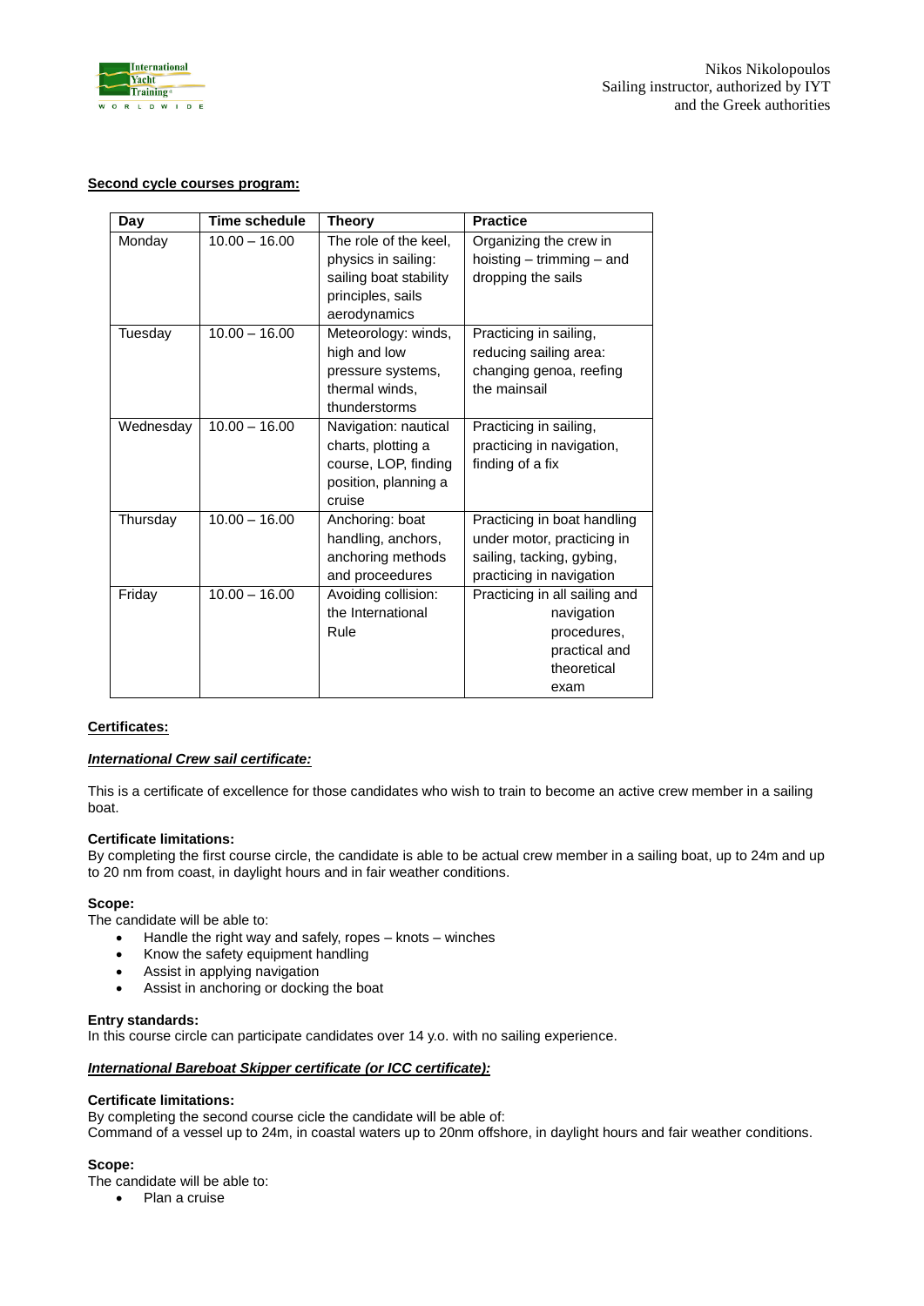**Second cycle courses program:**

| Day | Time schedule | Theory | Practice |
|---|---|---|---|
| Monday | 10.00 – 16.00 | The role of the keel, physics in sailing: sailing boat stability principles, sails aerodynamics | Organizing the crew in hoisting – trimming – and dropping the sails |
| Tuesday | 10.00 – 16.00 | Meteorology: winds, high and low pressure systems, thermal winds, thunderstorms | Practicing in sailing, reducing sailing area: changing genoa, reefing the mainsail |
| Wednesday | 10.00 – 16.00 | Navigation: nautical charts, plotting a course, LOP, finding position, planning a cruise | Practicing in sailing, practicing in navigation, finding of a fix |
| Thursday | 10.00 – 16.00 | Anchoring: boat handling, anchors, anchoring methods and proceedures | Practicing in boat handling under motor, practicing in sailing, tacking, gybing, practicing in navigation |
| Friday | 10.00 – 16.00 | Avoiding collision: the International Rule | Practicing in all sailing and navigation procedures, practical and theoretical exam |

**Certificates:**

***International Crew sail certificate:***

This is a certificate of excellence for those candidates who wish to train to become an active crew member in a sailing boat.

**Certificate limitations:**
By completing the first course circle, the candidate is able to be actual crew member in a sailing boat, up to 24m and up to 20 nm from coast, in daylight hours and in fair weather conditions.

**Scope:**
The candidate will be able to:

- Handle the right way and safely, ropes – knots – winches
- Know the safety equipment handling
- Assist in applying navigation
- Assist in anchoring or docking the boat

**Entry standards:**
In this course circle can participate candidates over 14 y.o. with no sailing experience.

***International Bareboat Skipper certificate (or ICC certificate):***

**Certificate limitations:**
By completing the second course cicle the candidate will be able of:
Command of a vessel up to 24m, in coastal waters up to 20nm offshore, in daylight hours and fair weather conditions.

**Scope:**
The candidate will be able to:

- Plan a cruise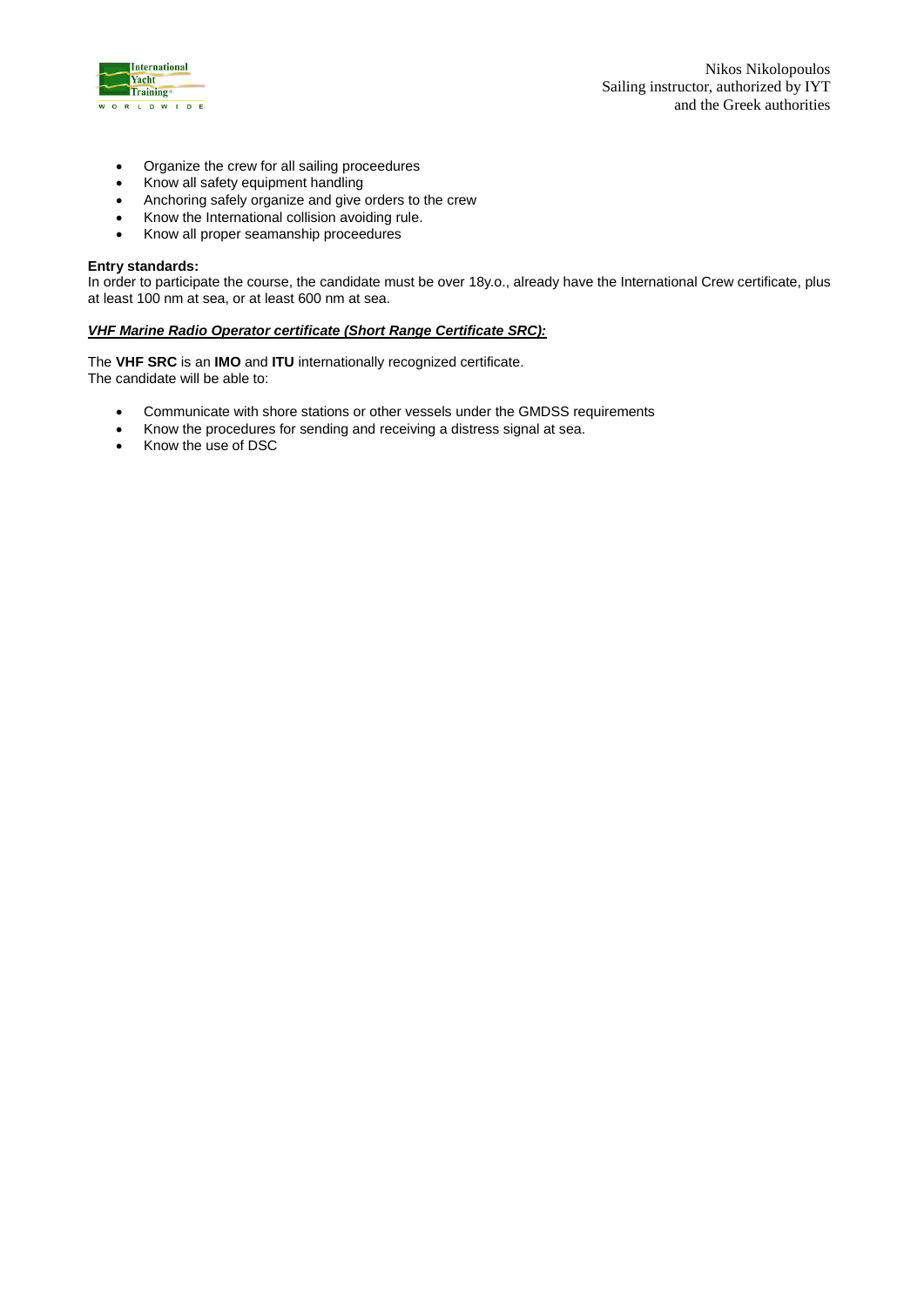- Organize the crew for all sailing proceedures
- Know all safety equipment handling
- Anchoring safely organize and give orders to the crew
- Know the International collision avoiding rule.
- Know all proper seamanship proceedures

**Entry standards:**
In order to participate the course, the candidate must be over 18y.o., already have the International Crew certificate, plus at least 100 nm at sea, or at least 600 nm at sea.

***VHF Marine Radio Operator certificate (Short Range Certificate SRC):***

The **VHF SRC** is an **IMO** and **ITU** internationally recognized certificate.
The candidate will be able to:

- Communicate with shore stations or other vessels under the GMDSS requirements
- Know the procedures for sending and receiving a distress signal at sea.
- Know the use of DSC